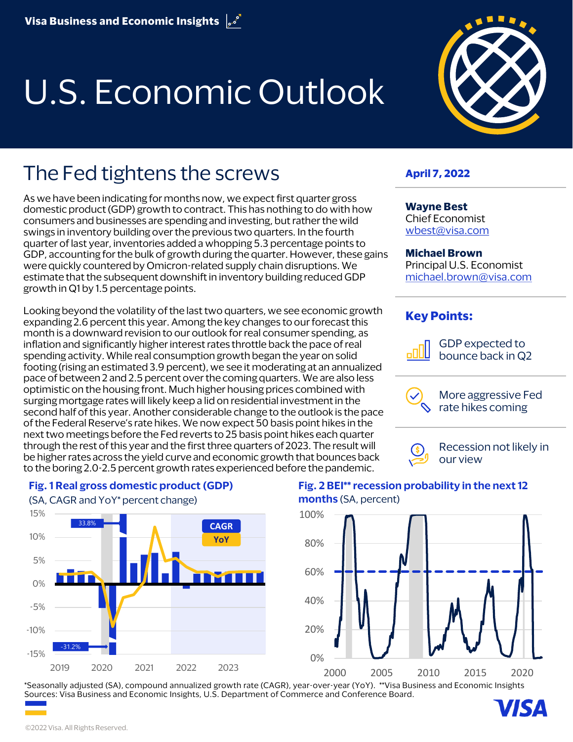Visa Business and Economic Insights

# U.S. Economic Outlook

## The Fed tightens the screws

**April 7, 2022**

**Wayne Best**
Chief Economist
wbest@visa.com

**Michael Brown**
Principal U.S. Economist
michael.brown@visa.com

### Key Points:

- GDP expected to bounce back in Q2
- More aggressive Fed rate hikes coming
- Recession not likely in our view

As we have been indicating for months now, we expect first quarter gross domestic product (GDP) growth to contract. This has nothing to do with how consumers and businesses are spending and investing, but rather the wild swings in inventory building over the previous two quarters. In the fourth quarter of last year, inventories added a whopping 5.3 percentage points to GDP, accounting for the bulk of growth during the quarter. However, these gains were quickly countered by Omicron-related supply chain disruptions. We estimate that the subsequent downshift in inventory building reduced GDP growth in Q1 by 1.5 percentage points.

Looking beyond the volatility of the last two quarters, we see economic growth expanding 2.6 percent this year. Among the key changes to our forecast this month is a downward revision to our outlook for real consumer spending, as inflation and significantly higher interest rates throttle back the pace of real spending activity. While real consumption growth began the year on solid footing (rising an estimated 3.9 percent), we see it moderating at an annualized pace of between 2 and 2.5 percent over the coming quarters. We are also less optimistic on the housing front. Much higher housing prices combined with surging mortgage rates will likely keep a lid on residential investment in the second half of this year. Another considerable change to the outlook is the pace of the Federal Reserve's rate hikes. We now expect 50 basis point hikes in the next two meetings before the Fed reverts to 25 basis point hikes each quarter through the rest of this year and the first three quarters of 2023. The result will be higher rates across the yield curve and economic growth that bounces back to the boring 2.0-2.5 percent growth rates experienced before the pandemic.

**Fig. 1 Real gross domestic product (GDP)** (SA, CAGR and YoY* percent change)

**Fig. 2 BEI** recession probability in the next 12 months** (SA, percent)

*Seasonally adjusted (SA), compound annualized growth rate (CAGR), year-over-year (YoY). **Visa Business and Economic Insights
Sources: Visa Business and Economic Insights, U.S. Department of Commerce and Conference Board.

©2022 Visa. All Rights Reserved.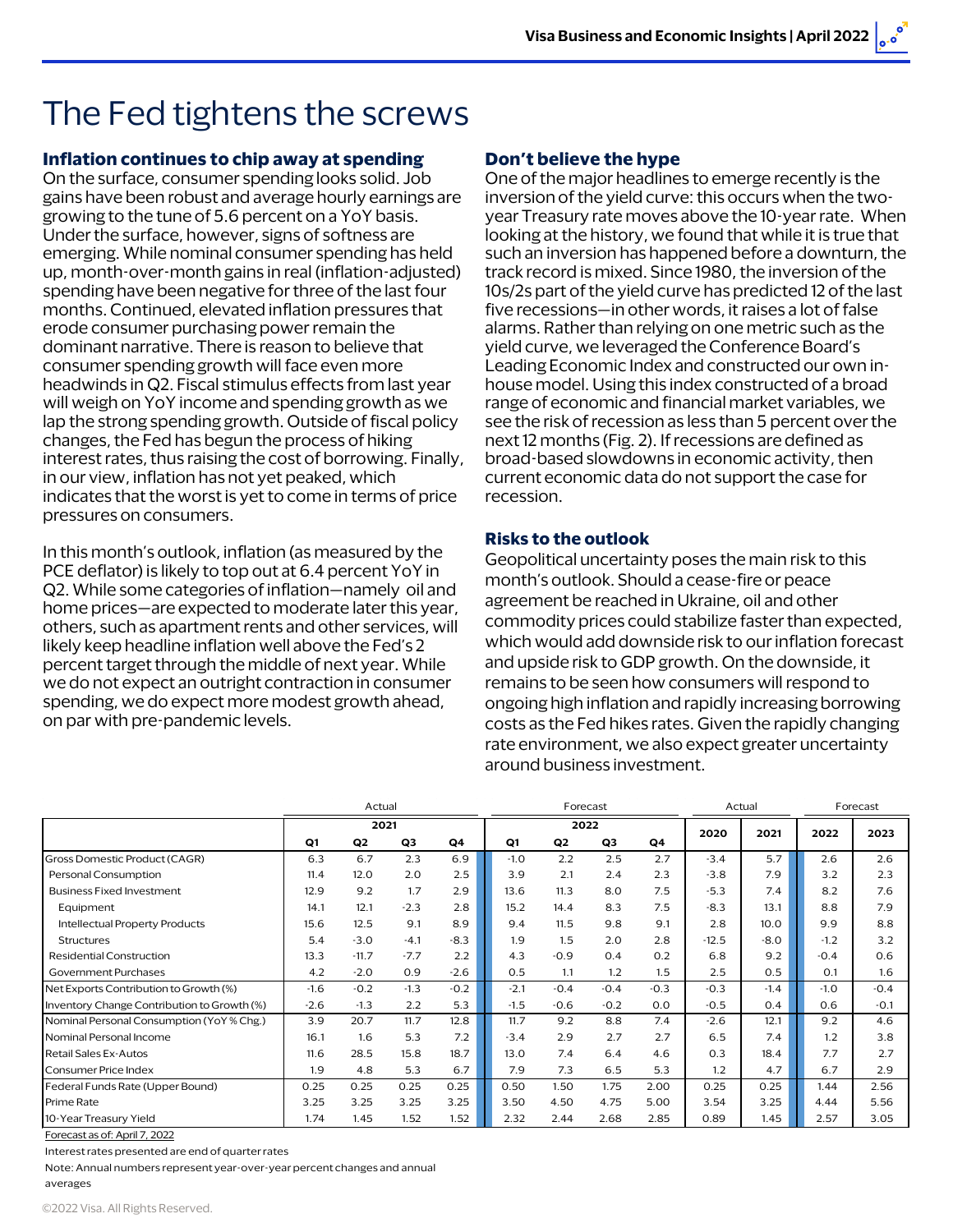# The Fed tightens the screws

### Inflation continues to chip away at spending

On the surface, consumer spending looks solid. Job gains have been robust and average hourly earnings are growing to the tune of 5.6 percent on a YoY basis. Under the surface, however, signs of softness are emerging. While nominal consumer spending has held up, month-over-month gains in real (inflation-adjusted) spending have been negative for three of the last four months. Continued, elevated inflation pressures that erode consumer purchasing power remain the dominant narrative. There is reason to believe that consumer spending growth will face even more headwinds in Q2. Fiscal stimulus effects from last year will weigh on YoY income and spending growth as we lap the strong spending growth. Outside of fiscal policy changes, the Fed has begun the process of hiking interest rates, thus raising the cost of borrowing. Finally, in our view, inflation has not yet peaked, which indicates that the worst is yet to come in terms of price pressures on consumers.

In this month's outlook, inflation (as measured by the PCE deflator) is likely to top out at 6.4 percent YoY in Q2. While some categories of inflation—namely oil and home prices—are expected to moderate later this year, others, such as apartment rents and other services, will likely keep headline inflation well above the Fed's 2 percent target through the middle of next year. While we do not expect an outright contraction in consumer spending, we do expect more modest growth ahead, on par with pre-pandemic levels.

### Don't believe the hype

One of the major headlines to emerge recently is the inversion of the yield curve: this occurs when the two-year Treasury rate moves above the 10-year rate. When looking at the history, we found that while it is true that such an inversion has happened before a downturn, the track record is mixed. Since 1980, the inversion of the 10s/2s part of the yield curve has predicted 12 of the last five recessions—in other words, it raises a lot of false alarms. Rather than relying on one metric such as the yield curve, we leveraged the Conference Board's Leading Economic Index and constructed our own in-house model. Using this index constructed of a broad range of economic and financial market variables, we see the risk of recession as less than 5 percent over the next 12 months (Fig. 2). If recessions are defined as broad-based slowdowns in economic activity, then current economic data do not support the case for recession.

### Risks to the outlook

Geopolitical uncertainty poses the main risk to this month's outlook. Should a cease-fire or peace agreement be reached in Ukraine, oil and other commodity prices could stabilize faster than expected, which would add downside risk to our inflation forecast and upside risk to GDP growth. On the downside, it remains to be seen how consumers will respond to ongoing high inflation and rapidly increasing borrowing costs as the Fed hikes rates. Given the rapidly changing rate environment, we also expect greater uncertainty around business investment.

| | Actual | | | | Forecast | | | | Actual | | Forecast | |
|---|---|---|---|---|---|---|---|---|---|---|---|---|
| | 2021 | | | | 2022 | | | | 2020 | 2021 | 2022 | 2023 |
| | Q1 | Q2 | Q3 | Q4 | Q1 | Q2 | Q3 | Q4 | | | | |
| Gross Domestic Product (CAGR) | 6.3 | 6.7 | 2.3 | 6.9 | -1.0 | 2.2 | 2.5 | 2.7 | -3.4 | 5.7 | 2.6 | 2.6 |
| Personal Consumption | 11.4 | 12.0 | 2.0 | 2.5 | 3.9 | 2.1 | 2.4 | 2.3 | -3.8 | 7.9 | 3.2 | 2.3 |
| Business Fixed Investment | 12.9 | 9.2 | 1.7 | 2.9 | 13.6 | 11.3 | 8.0 | 7.5 | -5.3 | 7.4 | 8.2 | 7.6 |
| Equipment | 14.1 | 12.1 | -2.3 | 2.8 | 15.2 | 14.4 | 8.3 | 7.5 | -8.3 | 13.1 | 8.8 | 7.9 |
| Intellectual Property Products | 15.6 | 12.5 | 9.1 | 8.9 | 9.4 | 11.5 | 9.8 | 9.1 | 2.8 | 10.0 | 9.9 | 8.8 |
| Structures | 5.4 | -3.0 | -4.1 | -8.3 | 1.9 | 1.5 | 2.0 | 2.8 | -12.5 | -8.0 | -1.2 | 3.2 |
| Residential Construction | 13.3 | -11.7 | -7.7 | 2.2 | 4.3 | -0.9 | 0.4 | 0.2 | 6.8 | 9.2 | -0.4 | 0.6 |
| Government Purchases | 4.2 | -2.0 | 0.9 | -2.6 | 0.5 | 1.1 | 1.2 | 1.5 | 2.5 | 0.5 | 0.1 | 1.6 |
| Net Exports Contribution to Growth (%) | -1.6 | -0.2 | -1.3 | -0.2 | -2.1 | -0.4 | -0.4 | -0.3 | -0.3 | -1.4 | -1.0 | -0.4 |
| Inventory Change Contribution to Growth (%) | -2.6 | -1.3 | 2.2 | 5.3 | -1.5 | -0.6 | -0.2 | 0.0 | -0.5 | 0.4 | 0.6 | -0.1 |
| Nominal Personal Consumption (YoY % Chg.) | 3.9 | 20.7 | 11.7 | 12.8 | 11.7 | 9.2 | 8.8 | 7.4 | -2.6 | 12.1 | 9.2 | 4.6 |
| Nominal Personal Income | 16.1 | 1.6 | 5.3 | 7.2 | -3.4 | 2.9 | 2.7 | 2.7 | 6.5 | 7.4 | 1.2 | 3.8 |
| Retail Sales Ex-Autos | 11.6 | 28.5 | 15.8 | 18.7 | 13.0 | 7.4 | 6.4 | 4.6 | 0.3 | 18.4 | 7.7 | 2.7 |
| Consumer Price Index | 1.9 | 4.8 | 5.3 | 6.7 | 7.9 | 7.3 | 6.5 | 5.3 | 1.2 | 4.7 | 6.7 | 2.9 |
| Federal Funds Rate (Upper Bound) | 0.25 | 0.25 | 0.25 | 0.25 | 0.50 | 1.50 | 1.75 | 2.00 | 0.25 | 0.25 | 1.44 | 2.56 |
| Prime Rate | 3.25 | 3.25 | 3.25 | 3.25 | 3.50 | 4.50 | 4.75 | 5.00 | 3.54 | 3.25 | 4.44 | 5.56 |
| 10-Year Treasury Yield | 1.74 | 1.45 | 1.52 | 1.52 | 2.32 | 2.44 | 2.68 | 2.85 | 0.89 | 1.45 | 2.57 | 3.05 |

Forecast as of: April 7, 2022

Interest rates presented are end of quarter rates

Note: Annual numbers represent year-over-year percent changes and annual averages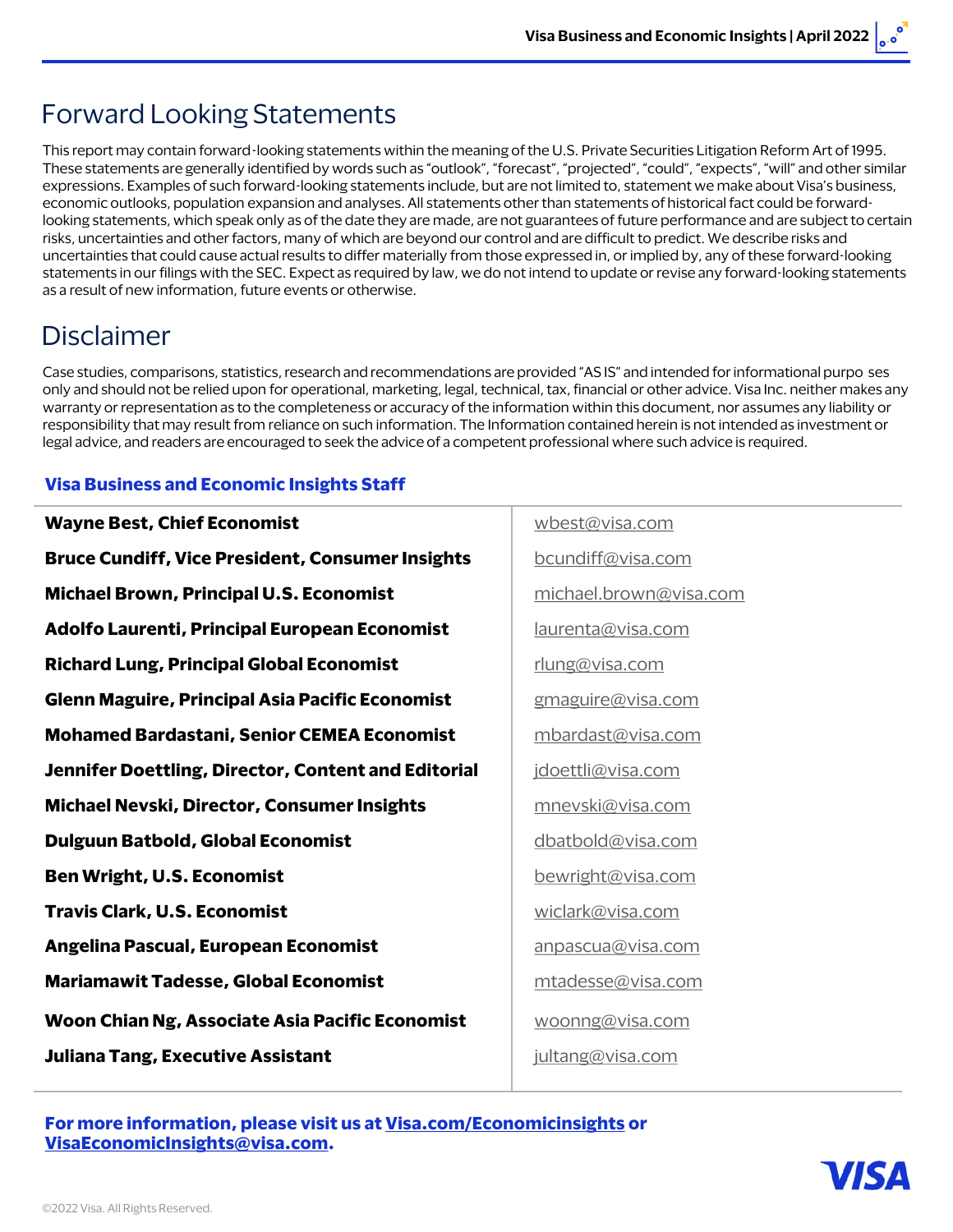## Forward Looking Statements

This report may contain forward-looking statements within the meaning of the U.S. Private Securities Litigation Reform Art of 1995. These statements are generally identified by words such as "outlook", "forecast", "projected", "could", "expects", "will" and other similar expressions. Examples of such forward-looking statements include, but are not limited to, statement we make about Visa's business, economic outlooks, population expansion and analyses. All statements other than statements of historical fact could be forward-looking statements, which speak only as of the date they are made, are not guarantees of future performance and are subject to certain risks, uncertainties and other factors, many of which are beyond our control and are difficult to predict. We describe risks and uncertainties that could cause actual results to differ materially from those expressed in, or implied by, any of these forward-looking statements in our filings with the SEC. Expect as required by law, we do not intend to update or revise any forward-looking statements as a result of new information, future events or otherwise.

## Disclaimer

Case studies, comparisons, statistics, research and recommendations are provided "AS IS" and intended for informational purpo ses only and should not be relied upon for operational, marketing, legal, technical, tax, financial or other advice. Visa Inc. neither makes any warranty or representation as to the completeness or accuracy of the information within this document, nor assumes any liability or responsibility that may result from reliance on such information. The Information contained herein is not intended as investment or legal advice, and readers are encouraged to seek the advice of a competent professional where such advice is required.

### Visa Business and Economic Insights Staff

| | |
|---|---|
| **Wayne Best, Chief Economist** | wbest@visa.com |
| **Bruce Cundiff, Vice President, Consumer Insights** | bcundiff@visa.com |
| **Michael Brown, Principal U.S. Economist** | michael.brown@visa.com |
| **Adolfo Laurenti, Principal European Economist** | laurenta@visa.com |
| **Richard Lung, Principal Global Economist** | rlung@visa.com |
| **Glenn Maguire, Principal Asia Pacific Economist** | gmaguire@visa.com |
| **Mohamed Bardastani, Senior CEMEA Economist** | mbardast@visa.com |
| **Jennifer Doettling, Director, Content and Editorial** | jdoettli@visa.com |
| **Michael Nevski, Director, Consumer Insights** | mnevski@visa.com |
| **Dulguun Batbold, Global Economist** | dbatbold@visa.com |
| **Ben Wright, U.S. Economist** | bewright@visa.com |
| **Travis Clark, U.S. Economist** | wiclark@visa.com |
| **Angelina Pascual, European Economist** | anpascua@visa.com |
| **Mariamawit Tadesse, Global Economist** | mtadesse@visa.com |
| **Woon Chian Ng, Associate Asia Pacific Economist** | woonng@visa.com |
| **Juliana Tang, Executive Assistant** | jultang@visa.com |

**For more information, please visit us at Visa.com/Economicinsights or VisaEconomicInsights@visa.com.**

©2022 Visa. All Rights Reserved.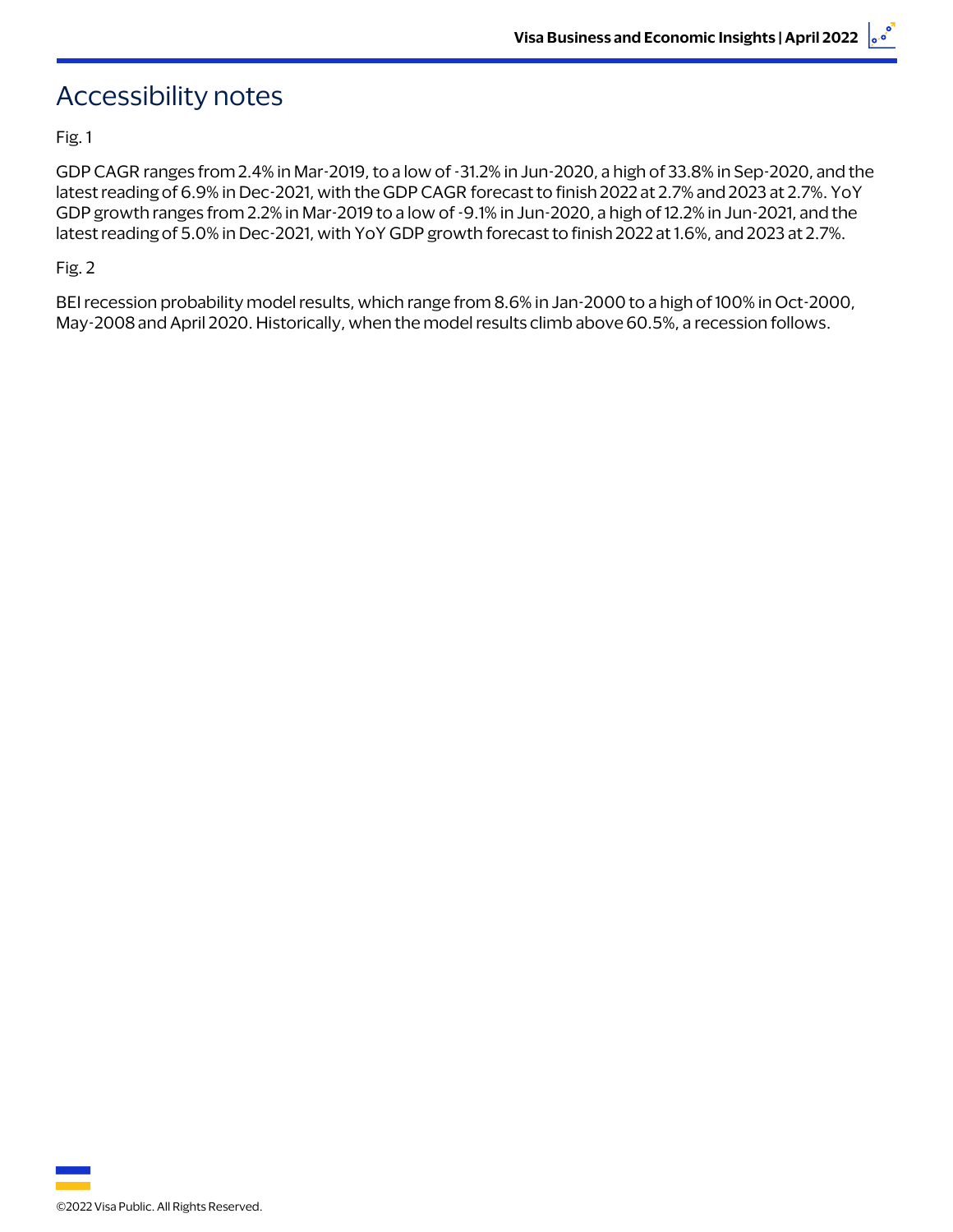# Accessibility notes

Fig. 1

GDP CAGR ranges from 2.4% in Mar-2019, to a low of -31.2% in Jun-2020, a high of 33.8% in Sep-2020, and the latest reading of 6.9% in Dec-2021, with the GDP CAGR forecast to finish 2022 at 2.7% and 2023 at 2.7%. YoY GDP growth ranges from 2.2% in Mar-2019 to a low of -9.1% in Jun-2020, a high of 12.2% in Jun-2021, and the latest reading of 5.0% in Dec-2021, with YoY GDP growth forecast to finish 2022 at 1.6%, and 2023 at 2.7%.

Fig. 2

BEI recession probability model results, which range from 8.6% in Jan-2000 to a high of 100% in Oct-2000, May-2008 and April 2020. Historically, when the model results climb above 60.5%, a recession follows.

©2022 Visa Public. All Rights Reserved.